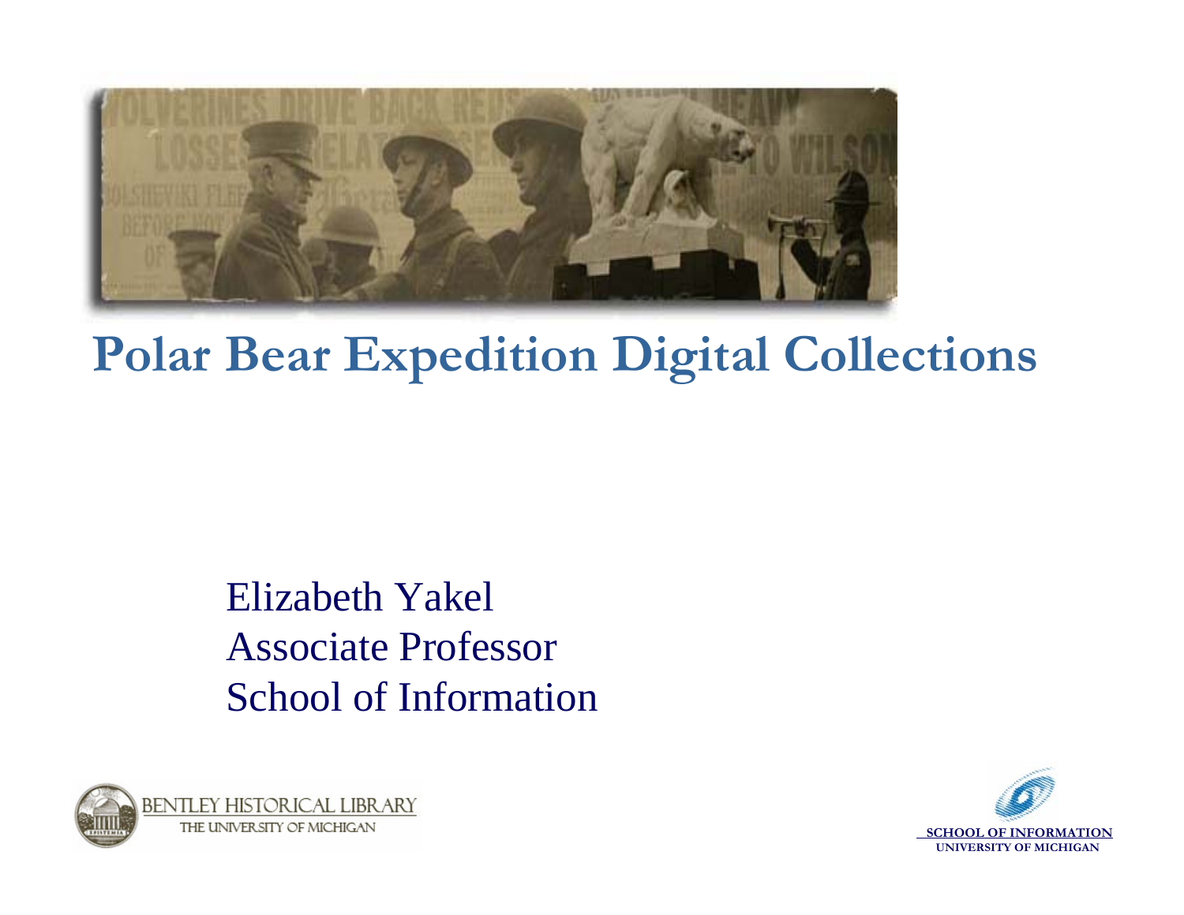# Polar Bear Expedition Digital Collections

Elizabeth Yakel
Associate Professor
School of Information

BENTLEY HISTORICAL LIBRARY
THE UNIVERSITY OF MICHIGAN

SCHOOL OF INFORMATION
UNIVERSITY OF MICHIGAN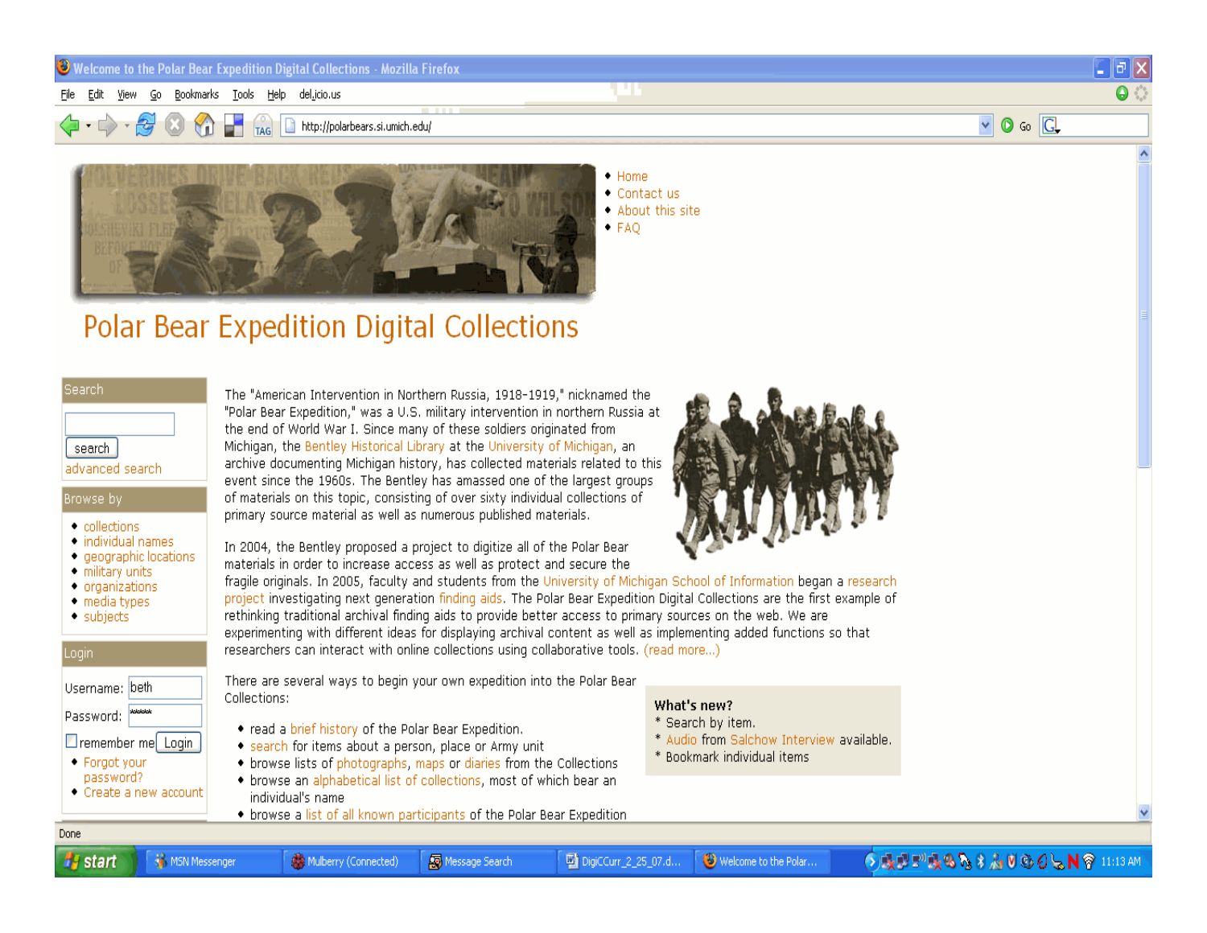- Home
- Contact us
- About this site
- FAQ

# Polar Bear Expedition Digital Collections

**Search**

search

advanced search

**Browse by**

- collections
- individual names
- geographic locations
- military units
- organizations
- media types
- subjects

**Login**

Username: beth

Password:

remember me Login

- Forgot your password?
- Create a new account

The "American Intervention in Northern Russia, 1918-1919," nicknamed the "Polar Bear Expedition," was a U.S. military intervention in northern Russia at the end of World War I. Since many of these soldiers originated from Michigan, the Bentley Historical Library at the University of Michigan, an archive documenting Michigan history, has collected materials related to this event since the 1960s. The Bentley has amassed one of the largest groups of materials on this topic, consisting of over sixty individual collections of primary source material as well as numerous published materials.

In 2004, the Bentley proposed a project to digitize all of the Polar Bear materials in order to increase access as well as protect and secure the fragile originals. In 2005, faculty and students from the University of Michigan School of Information began a research project investigating next generation finding aids. The Polar Bear Expedition Digital Collections are the first example of rethinking traditional archival finding aids to provide better access to primary sources on the web. We are experimenting with different ideas for displaying archival content as well as implementing added functions so that researchers can interact with online collections using collaborative tools. (read more...)

There are several ways to begin your own expedition into the Polar Bear Collections:

- read a brief history of the Polar Bear Expedition.
- search for items about a person, place or Army unit
- browse lists of photographs, maps or diaries from the Collections
- browse an alphabetical list of collections, most of which bear an individual's name
- browse a list of all known participants of the Polar Bear Expedition

**What's new?**

* Search by item.
* Audio from Salchow Interview available.
* Bookmark individual items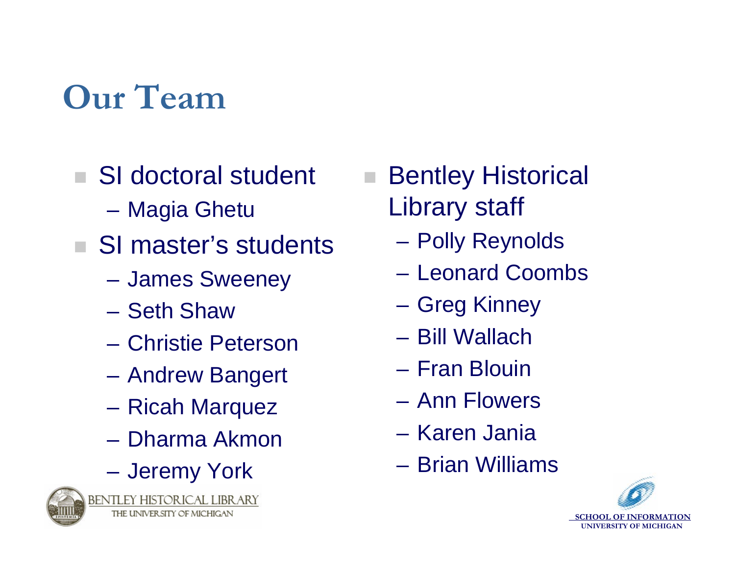# Our Team

- SI doctoral student
  - Magia Ghetu
- SI master's students
  - James Sweeney
  - Seth Shaw
  - Christie Peterson
  - Andrew Bangert
  - Ricah Marquez
  - Dharma Akmon
  - Jeremy York
- Bentley Historical Library staff
  - Polly Reynolds
  - Leonard Coombs
  - Greg Kinney
  - Bill Wallach
  - Fran Blouin
  - Ann Flowers
  - Karen Jania
  - Brian Williams

BENTLEY HISTORICAL LIBRARY
THE UNIVERSITY OF MICHIGAN

SCHOOL OF INFORMATION
UNIVERSITY OF MICHIGAN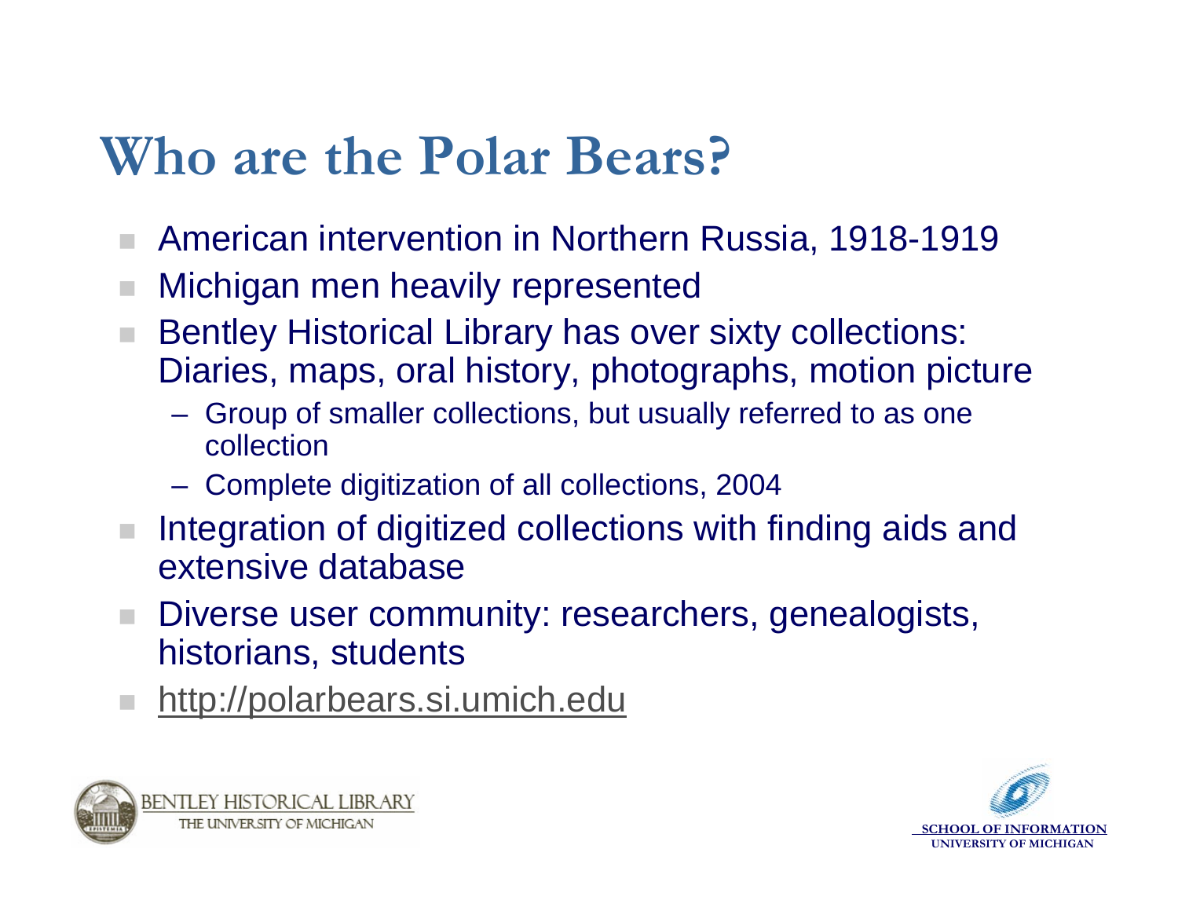# Who are the Polar Bears?

- American intervention in Northern Russia, 1918-1919
- Michigan men heavily represented
- Bentley Historical Library has over sixty collections: Diaries, maps, oral history, photographs, motion picture
  - Group of smaller collections, but usually referred to as one collection
  - Complete digitization of all collections, 2004
- Integration of digitized collections with finding aids and extensive database
- Diverse user community: researchers, genealogists, historians, students
- http://polarbears.si.umich.edu

BENTLEY HISTORICAL LIBRARY
THE UNIVERSITY OF MICHIGAN

SCHOOL OF INFORMATION
UNIVERSITY OF MICHIGAN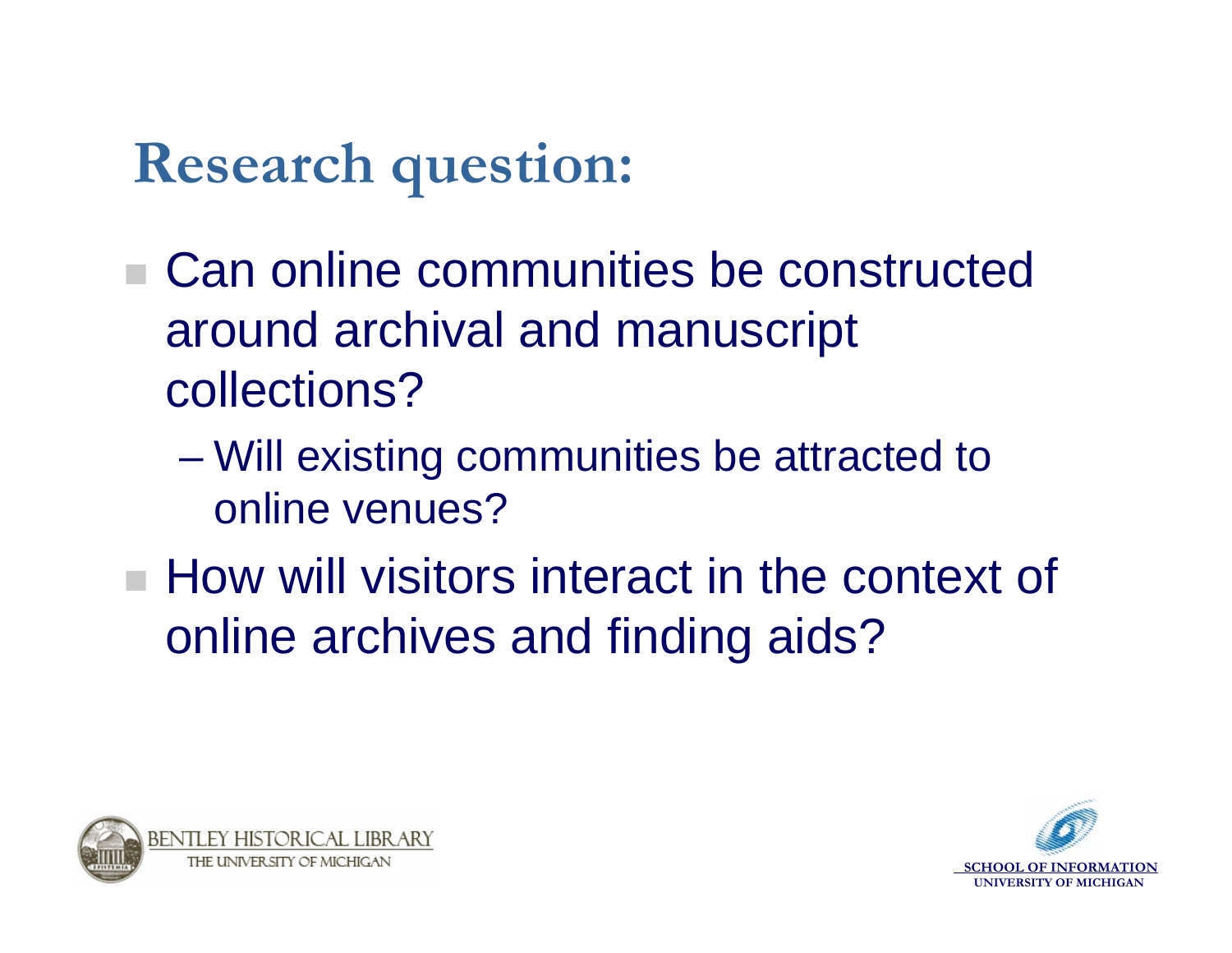# Research question:

- Can online communities be constructed around archival and manuscript collections?
  - Will existing communities be attracted to online venues?
- How will visitors interact in the context of online archives and finding aids?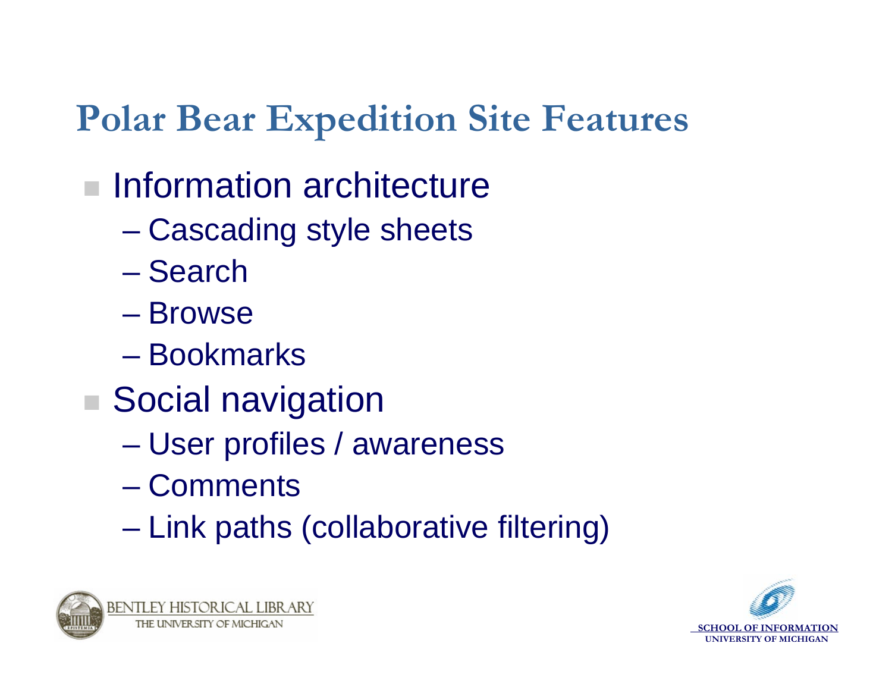# Polar Bear Expedition Site Features

- Information architecture
  - Cascading style sheets
  - Search
  - Browse
  - Bookmarks
- Social navigation
  - User profiles / awareness
  - Comments
  - Link paths (collaborative filtering)

BENTLEY HISTORICAL LIBRARY
THE UNIVERSITY OF MICHIGAN

SCHOOL OF INFORMATION
UNIVERSITY OF MICHIGAN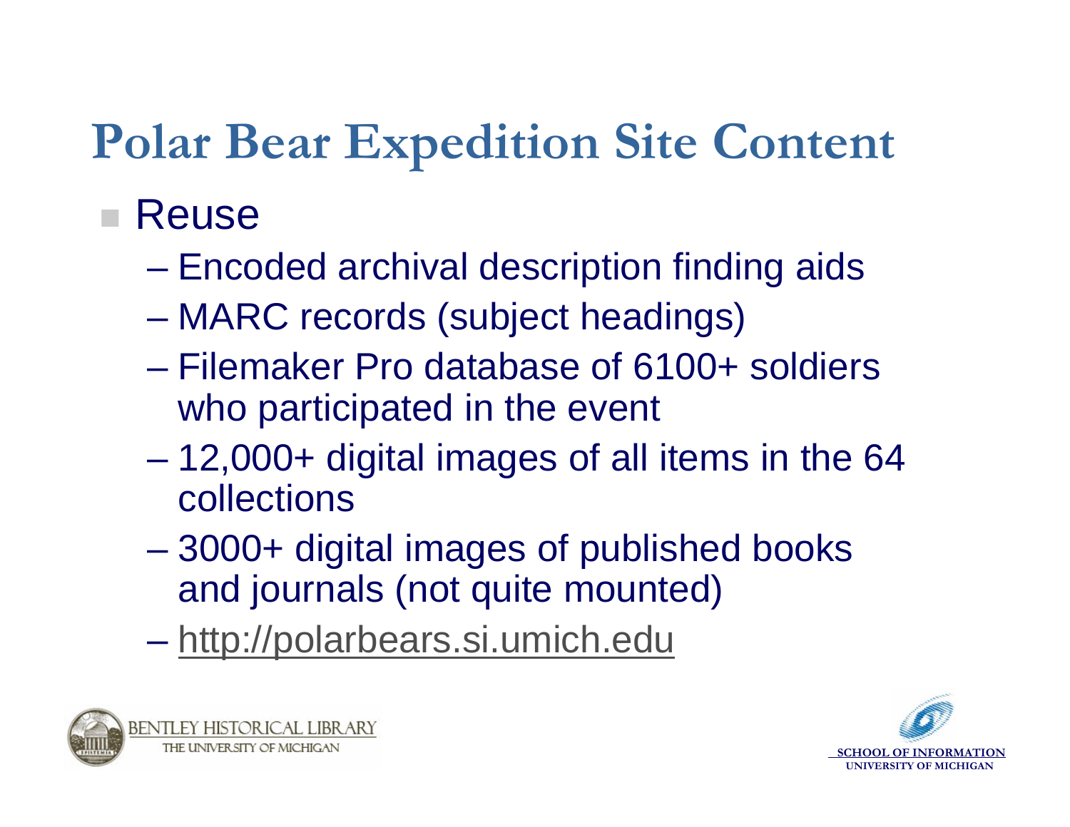# Polar Bear Expedition Site Content

- Reuse
  - Encoded archival description finding aids
  - MARC records (subject headings)
  - Filemaker Pro database of 6100+ soldiers who participated in the event
  - 12,000+ digital images of all items in the 64 collections
  - 3000+ digital images of published books and journals (not quite mounted)
  - http://polarbears.si.umich.edu

BENTLEY HISTORICAL LIBRARY
THE UNIVERSITY OF MICHIGAN

SCHOOL OF INFORMATION
UNIVERSITY OF MICHIGAN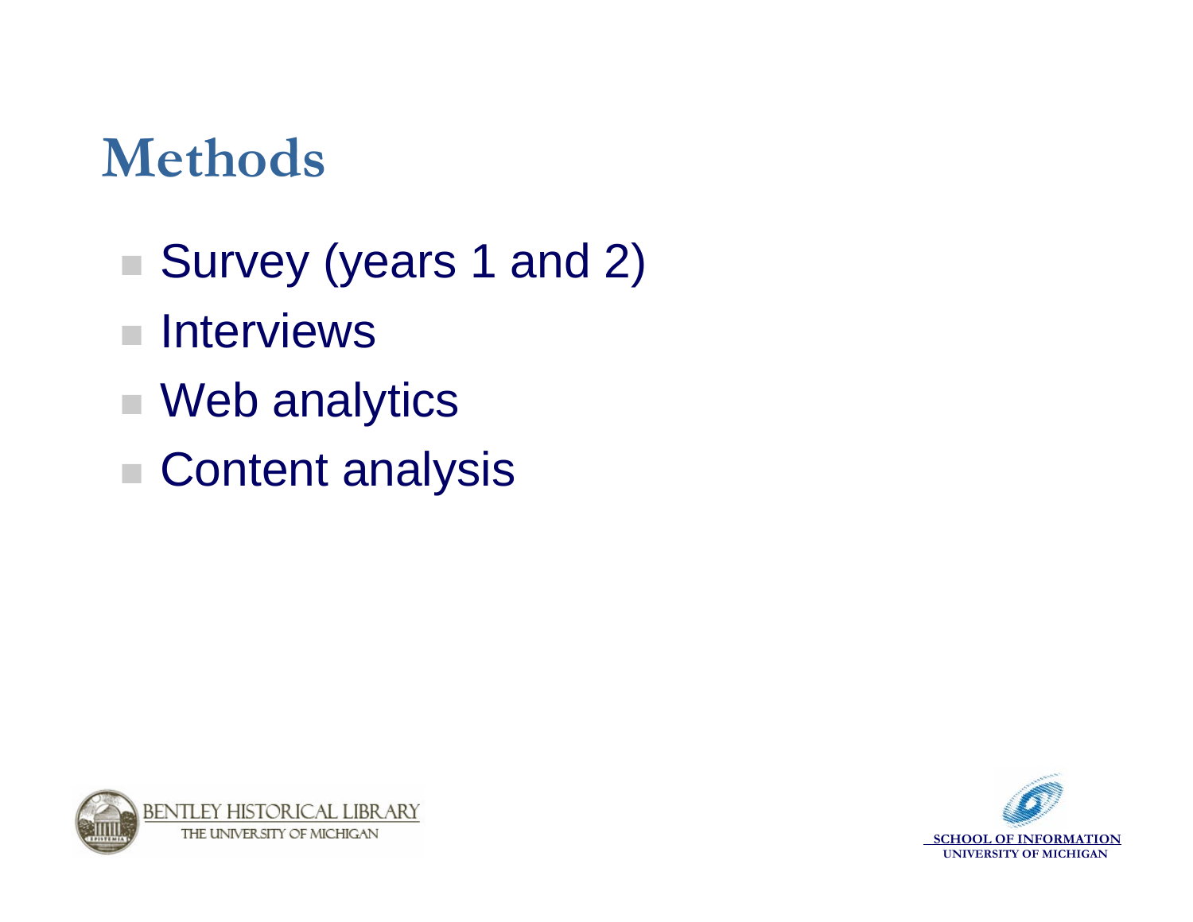# Methods

- Survey (years 1 and 2)
- Interviews
- Web analytics
- Content analysis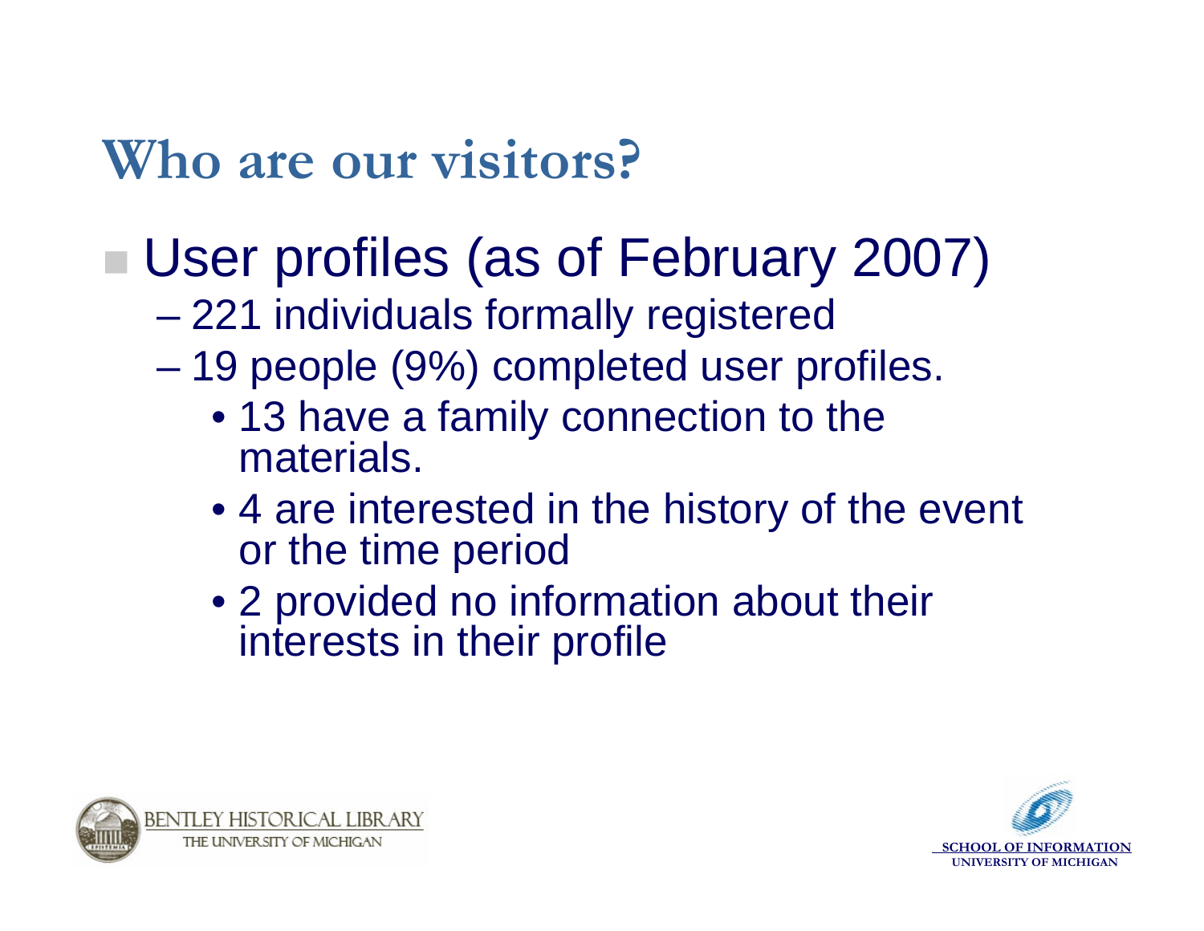# Who are our visitors?

- User profiles (as of February 2007)
  - 221 individuals formally registered
  - 19 people (9%) completed user profiles.
    - 13 have a family connection to the materials.
    - 4 are interested in the history of the event or the time period
    - 2 provided no information about their interests in their profile

BENTLEY HISTORICAL LIBRARY
THE UNIVERSITY OF MICHIGAN

SCHOOL OF INFORMATION
UNIVERSITY OF MICHIGAN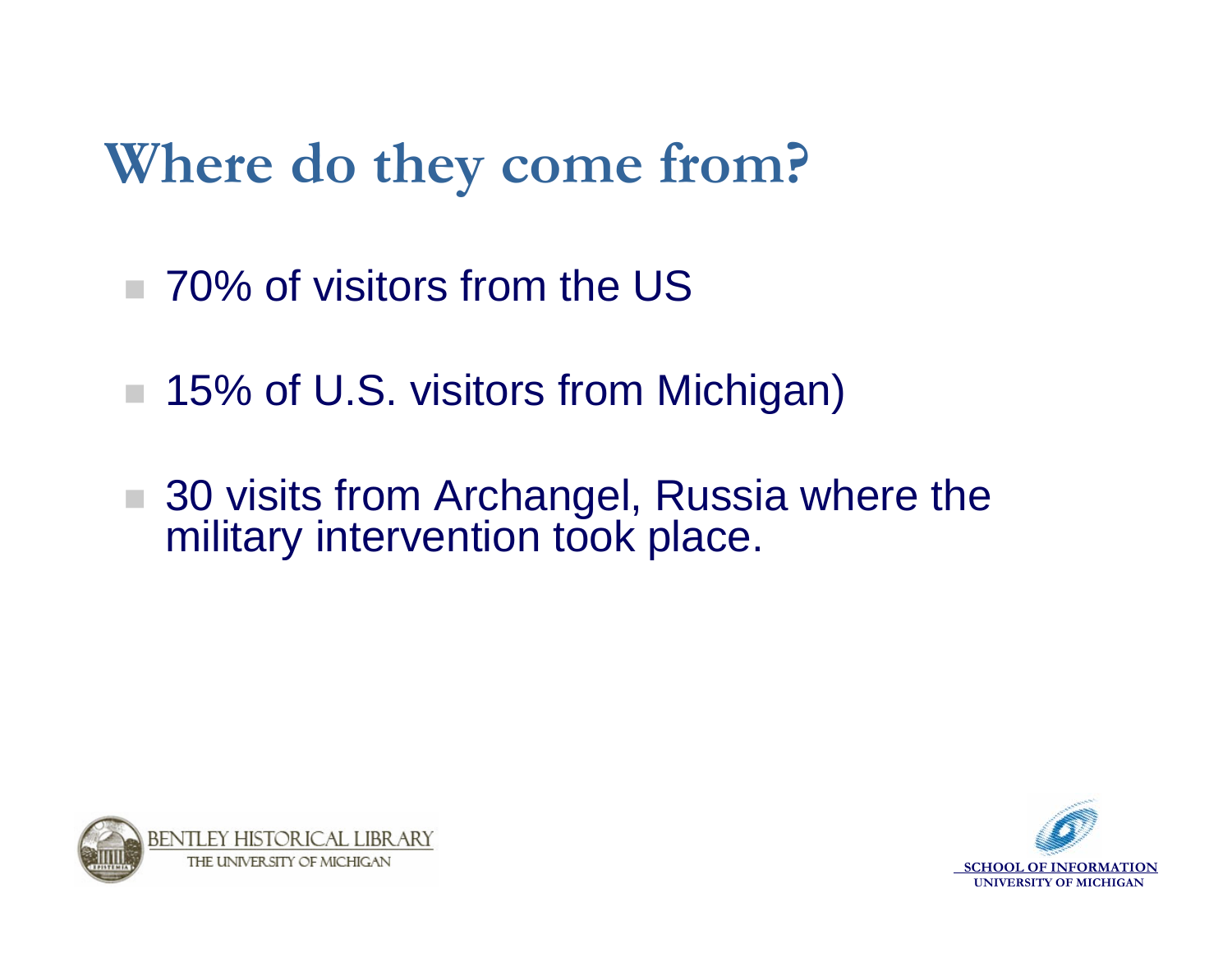# Where do they come from?

- 70% of visitors from the US
- 15% of U.S. visitors from Michigan)
- 30 visits from Archangel, Russia where the military intervention took place.

BENTLEY HISTORICAL LIBRARY
THE UNIVERSITY OF MICHIGAN

SCHOOL OF INFORMATION
UNIVERSITY OF MICHIGAN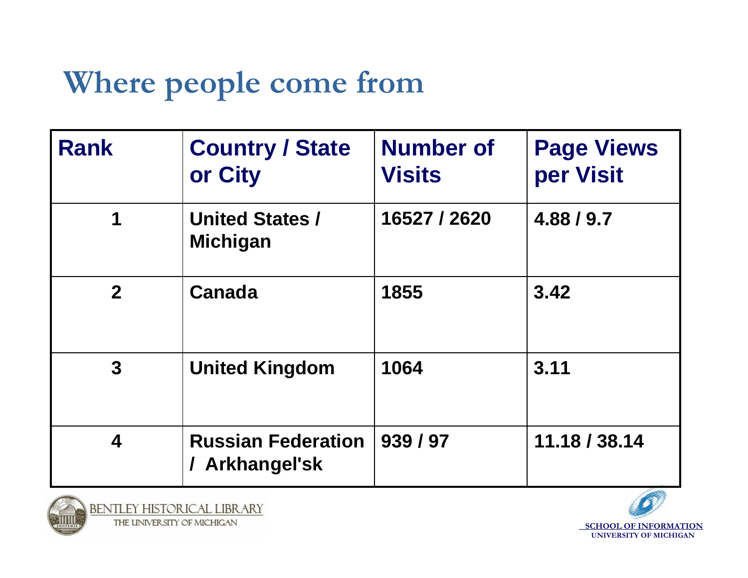# Where people come from

| Rank | Country / State or City | Number of Visits | Page Views per Visit |
|---|---|---|---|
| 1 | United States / Michigan | 16527 / 2620 | 4.88 / 9.7 |
| 2 | Canada | 1855 | 3.42 |
| 3 | United Kingdom | 1064 | 3.11 |
| 4 | Russian Federation / Arkhangel'sk | 939 / 97 | 11.18 / 38.14 |

BENTLEY HISTORICAL LIBRARY
THE UNIVERSITY OF MICHIGAN

SCHOOL OF INFORMATION
UNIVERSITY OF MICHIGAN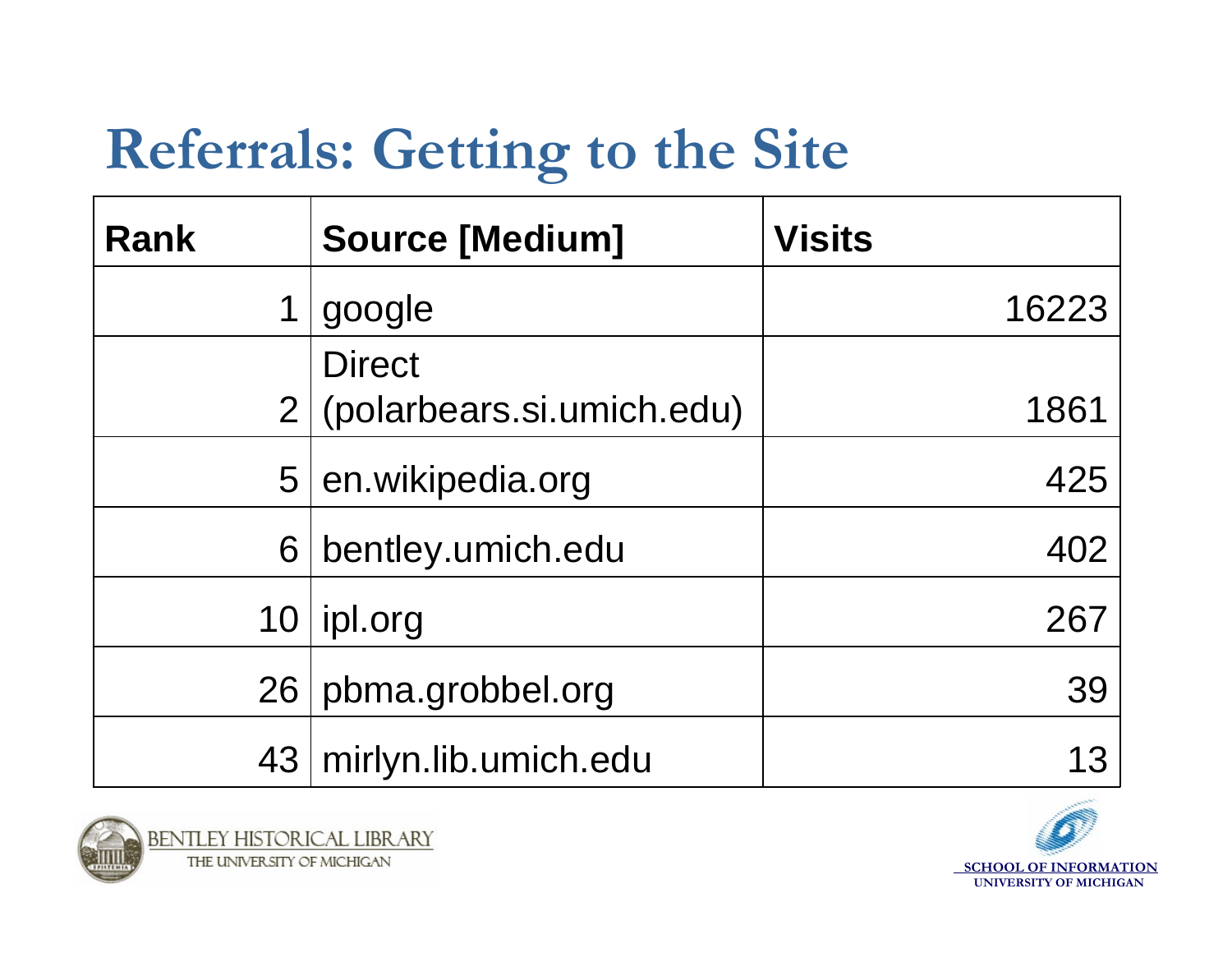# Referrals: Getting to the Site

| Rank | Source [Medium] | Visits |
|---|---|---|
| 1 | google | 16223 |
| 2 | Direct (polarbears.si.umich.edu) | 1861 |
| 5 | en.wikipedia.org | 425 |
| 6 | bentley.umich.edu | 402 |
| 10 | ipl.org | 267 |
| 26 | pbma.grobbel.org | 39 |
| 43 | mirlyn.lib.umich.edu | 13 |

BENTLEY HISTORICAL LIBRARY
THE UNIVERSITY OF MICHIGAN

SCHOOL OF INFORMATION
UNIVERSITY OF MICHIGAN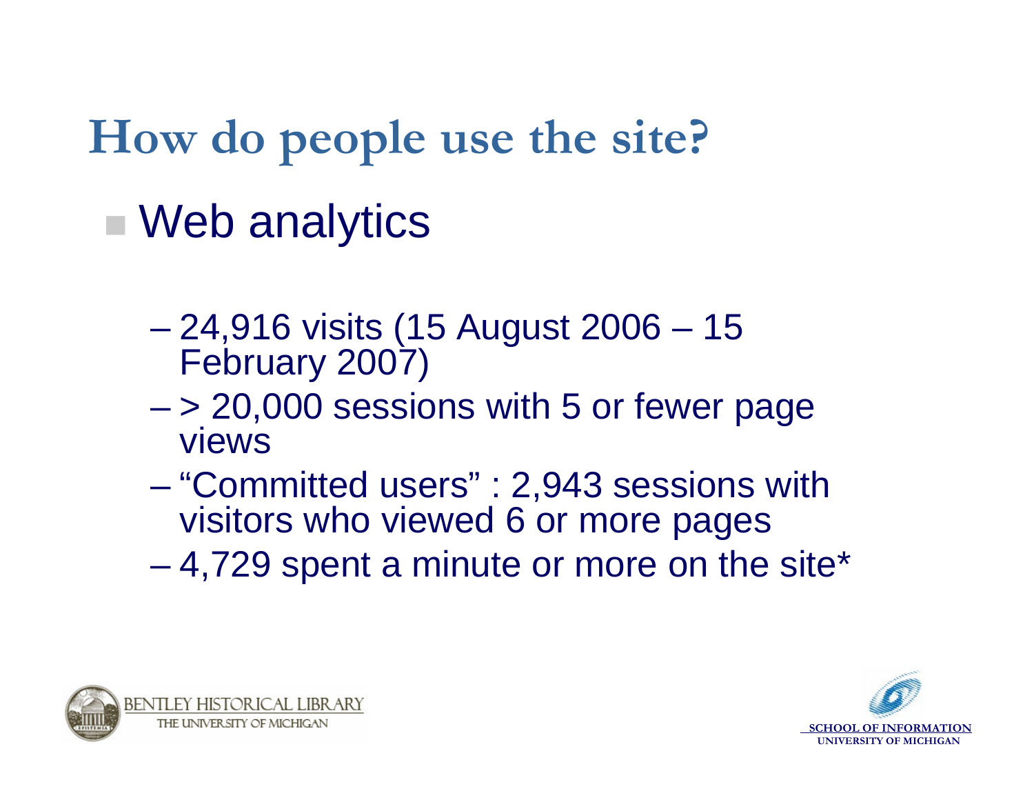# How do people use the site?

- Web analytics
  - 24,916 visits (15 August 2006 – 15 February 2007)
  - > 20,000 sessions with 5 or fewer page views
  - "Committed users" : 2,943 sessions with visitors who viewed 6 or more pages
  - 4,729 spent a minute or more on the site*

BENTLEY HISTORICAL LIBRARY
THE UNIVERSITY OF MICHIGAN

SCHOOL OF INFORMATION
UNIVERSITY OF MICHIGAN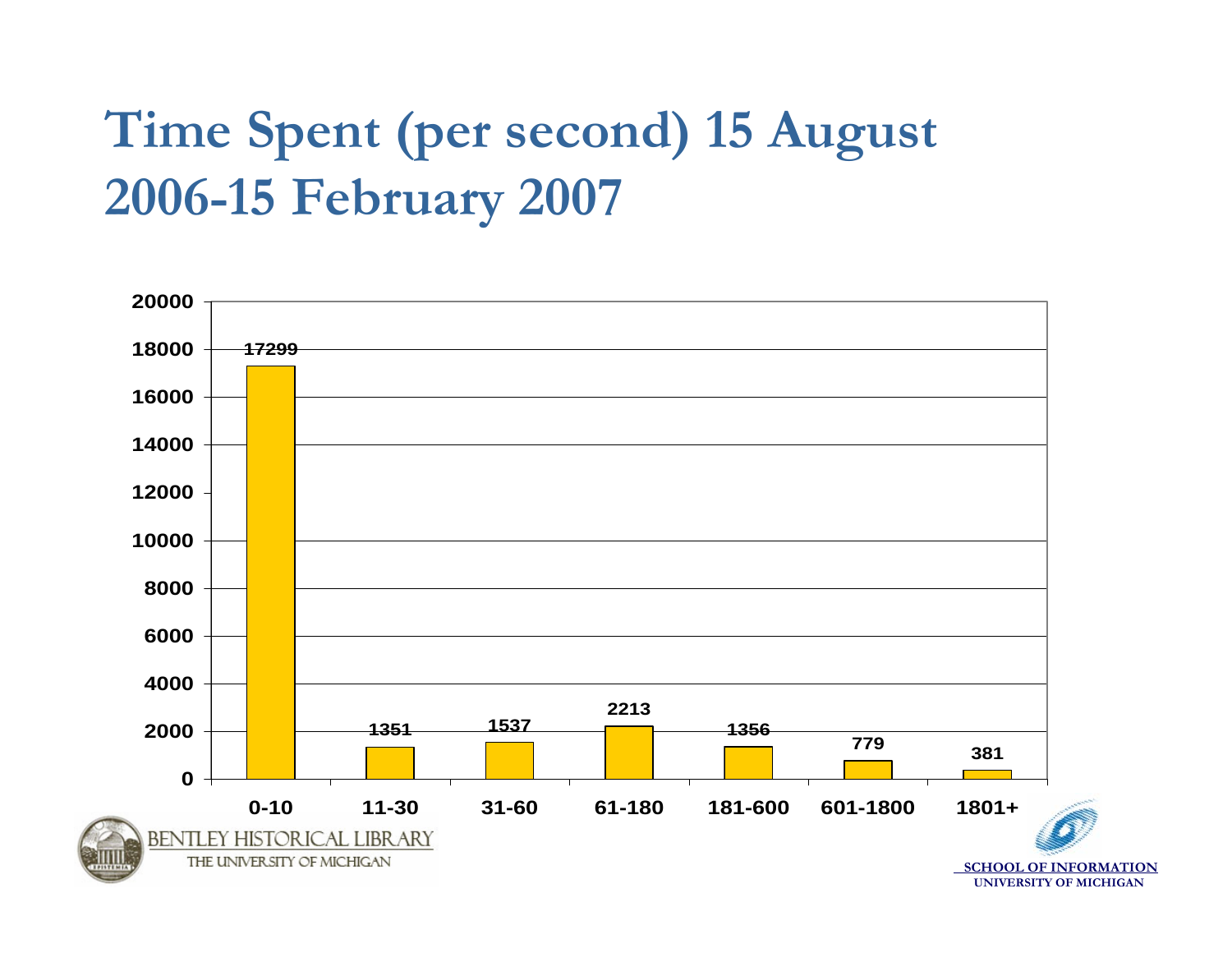# Time Spent (per second) 15 August 2006-15 February 2007

| Time Spent (seconds) | Count |
|---|---|
| 0-10 | 17299 |
| 11-30 | 1351 |
| 31-60 | 1537 |
| 61-180 | 2213 |
| 181-600 | 1356 |
| 601-1800 | 779 |
| 1801+ | 381 |

BENTLEY HISTORICAL LIBRARY
THE UNIVERSITY OF MICHIGAN

SCHOOL OF INFORMATION
UNIVERSITY OF MICHIGAN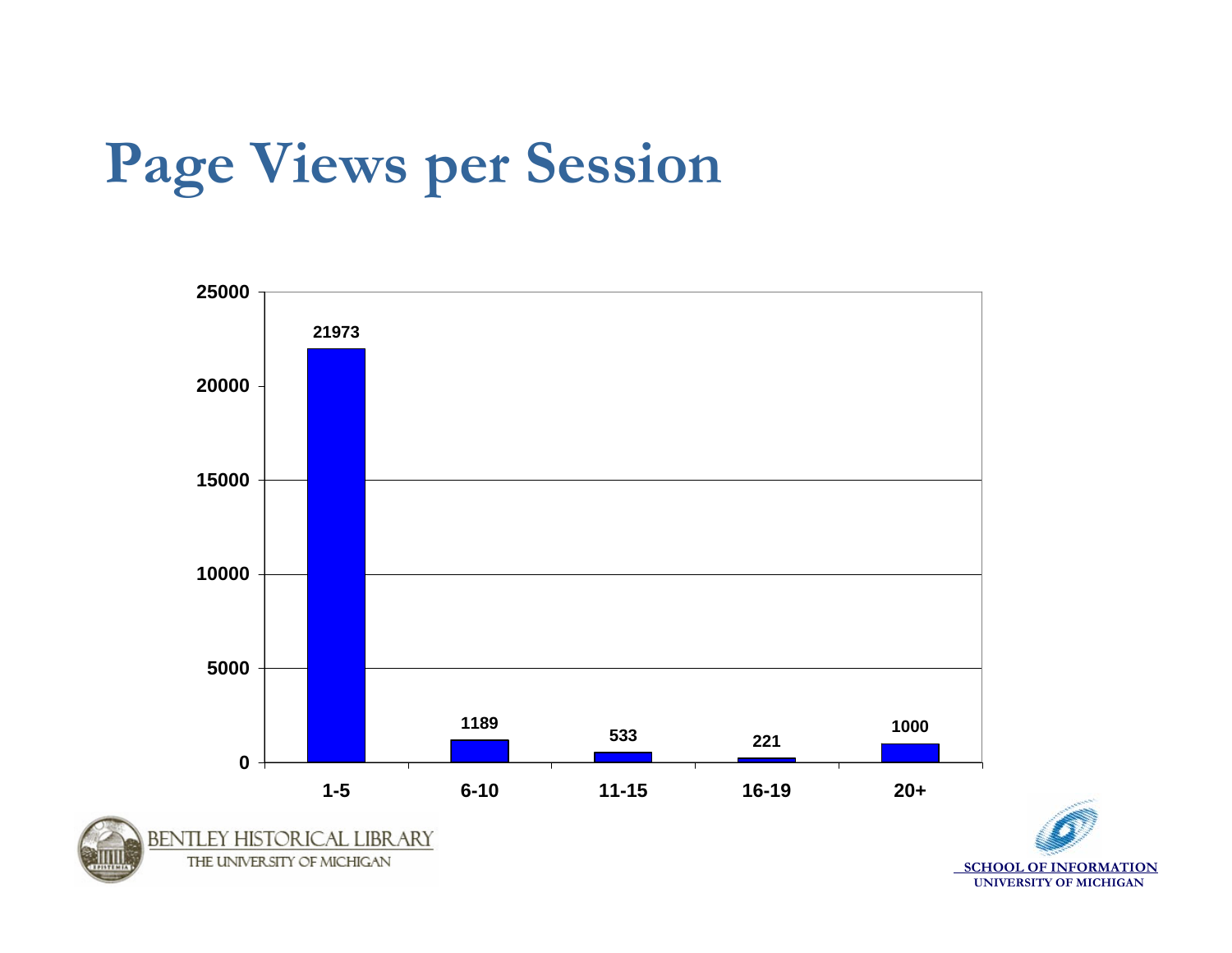# Page Views per Session

| Page Views | Sessions |
|---|---|
| 1-5 | 21973 |
| 6-10 | 1189 |
| 11-15 | 533 |
| 16-19 | 221 |
| 20+ | 1000 |

BENTLEY HISTORICAL LIBRARY
THE UNIVERSITY OF MICHIGAN

SCHOOL OF INFORMATION
UNIVERSITY OF MICHIGAN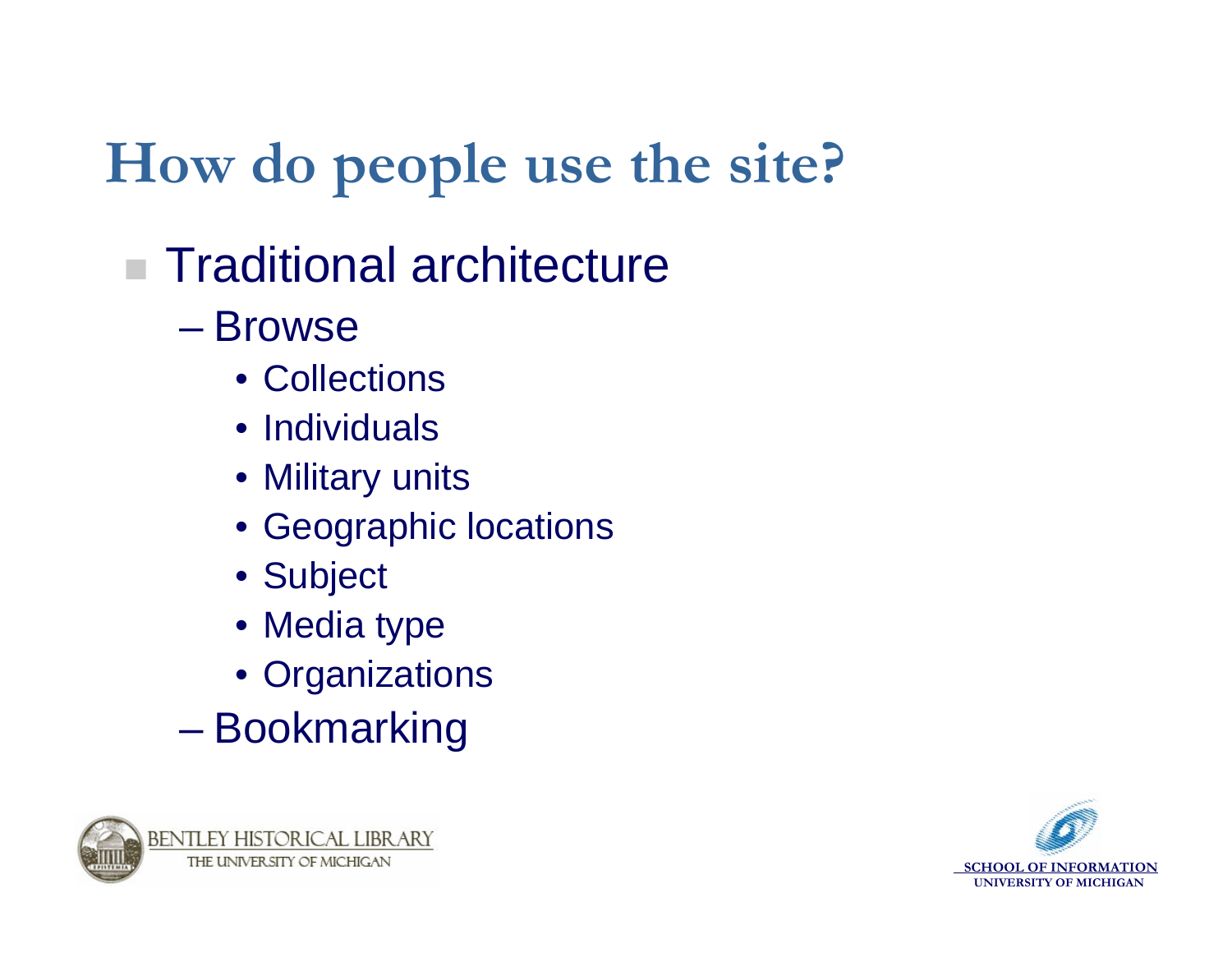# How do people use the site?

- Traditional architecture
  - Browse
    - Collections
    - Individuals
    - Military units
    - Geographic locations
    - Subject
    - Media type
    - Organizations
  - Bookmarking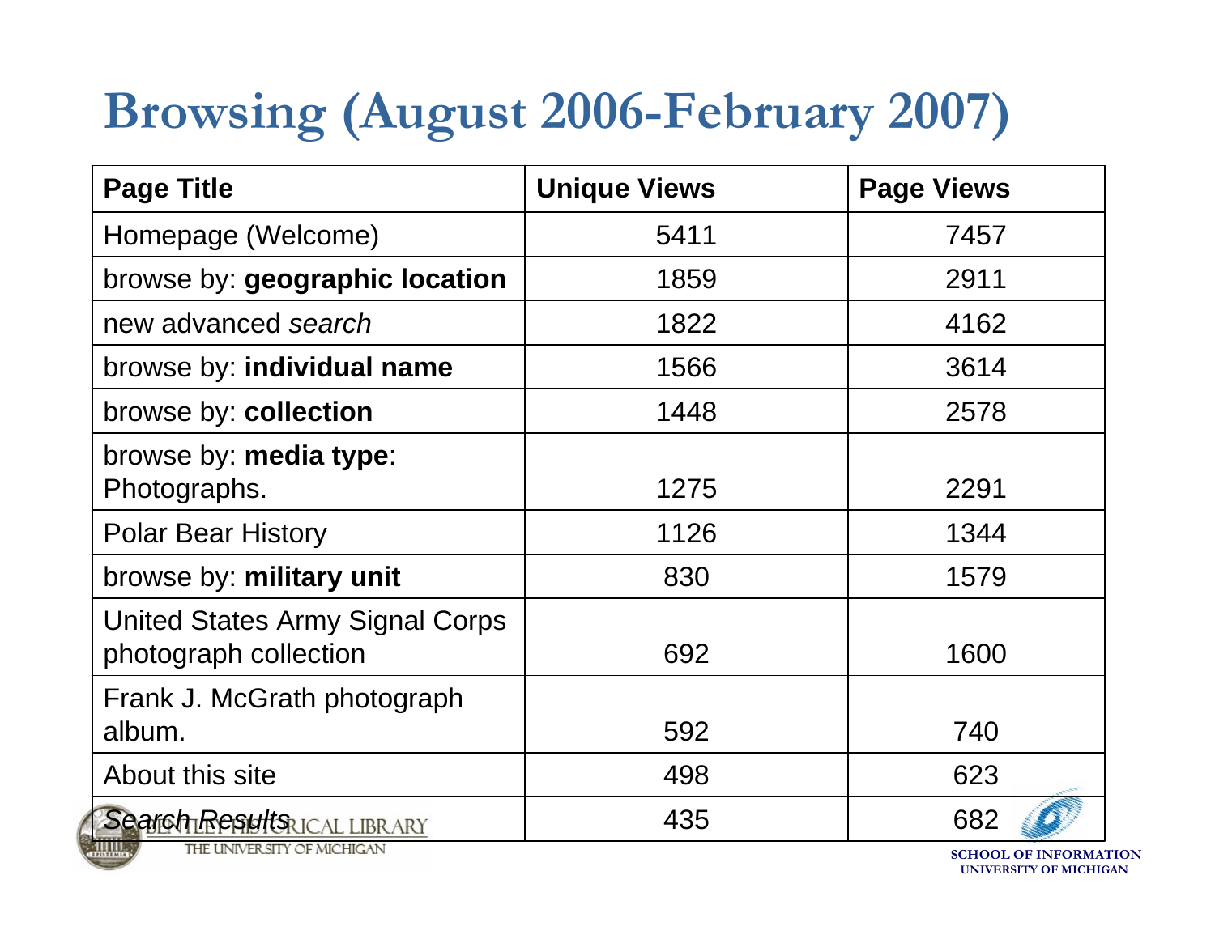# Browsing (August 2006-February 2007)

| Page Title | Unique Views | Page Views |
|---|---|---|
| Homepage (Welcome) | 5411 | 7457 |
| browse by: **geographic location** | 1859 | 2911 |
| new advanced *search* | 1822 | 4162 |
| browse by: **individual name** | 1566 | 3614 |
| browse by: **collection** | 1448 | 2578 |
| browse by: **media type**: Photographs. | 1275 | 2291 |
| Polar Bear History | 1126 | 1344 |
| browse by: **military unit** | 830 | 1579 |
| United States Army Signal Corps photograph collection | 692 | 1600 |
| Frank J. McGrath photograph album. | 592 | 740 |
| About this site | 498 | 623 |
| *Search Results* | 435 | 682 |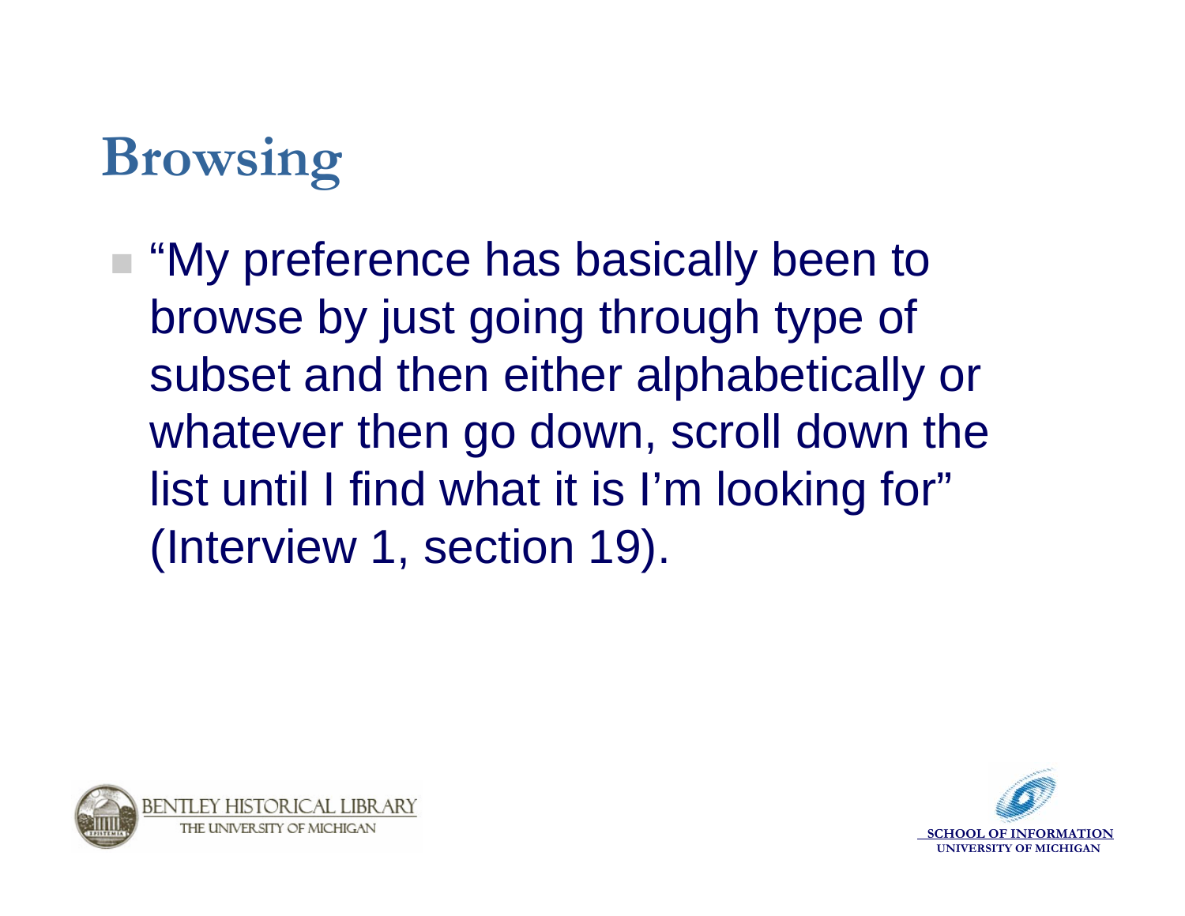# Browsing

- "My preference has basically been to browse by just going through type of subset and then either alphabetically or whatever then go down, scroll down the list until I find what it is I'm looking for" (Interview 1, section 19).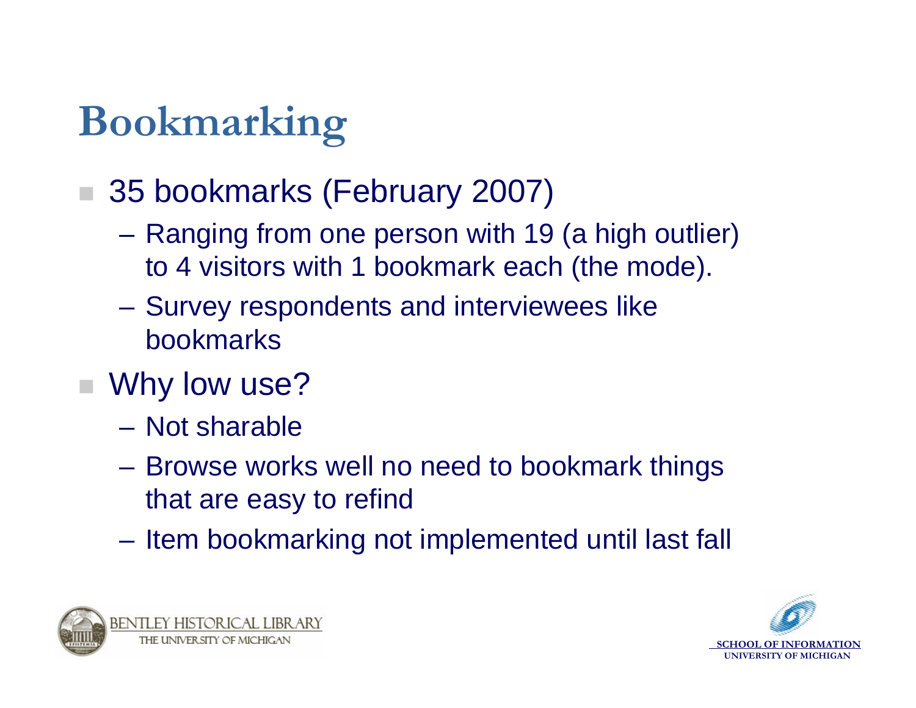# Bookmarking

- 35 bookmarks (February 2007)
  - Ranging from one person with 19 (a high outlier) to 4 visitors with 1 bookmark each (the mode).
  - Survey respondents and interviewees like bookmarks
- Why low use?
  - Not sharable
  - Browse works well no need to bookmark things that are easy to refind
  - Item bookmarking not implemented until last fall

BENTLEY HISTORICAL LIBRARY
THE UNIVERSITY OF MICHIGAN

SCHOOL OF INFORMATION
UNIVERSITY OF MICHIGAN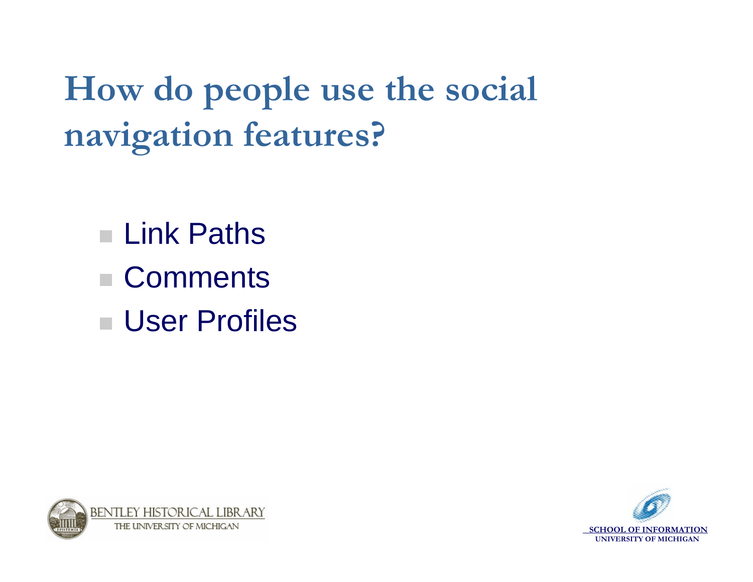# How do people use the social navigation features?

- Link Paths
- Comments
- User Profiles

BENTLEY HISTORICAL LIBRARY
THE UNIVERSITY OF MICHIGAN

SCHOOL OF INFORMATION
UNIVERSITY OF MICHIGAN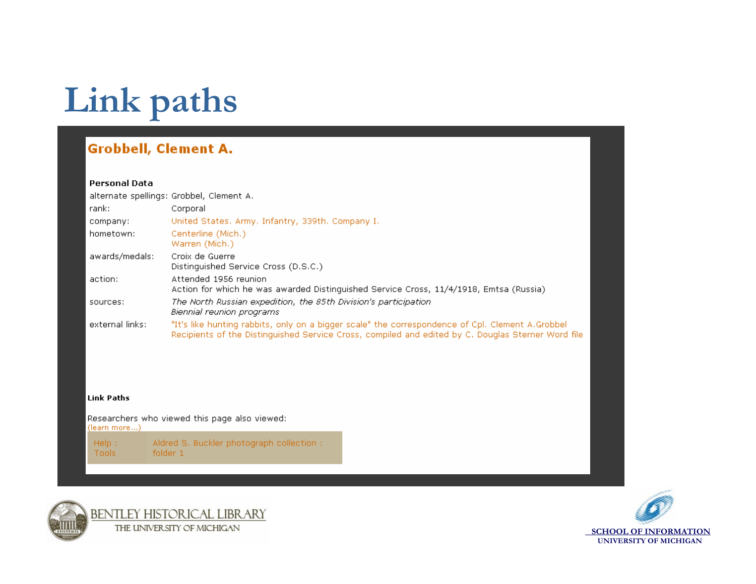# Link paths

## Grobbell, Clement A.

**Personal Data**

| | |
|---|---|
| alternate spellings: | Grobbel, Clement A. |
| rank: | Corporal |
| company: | United States. Army. Infantry, 339th. Company I. |
| hometown: | Centerline (Mich.)<br>Warren (Mich.) |
| awards/medals: | Croix de Guerre<br>Distinguished Service Cross (D.S.C.) |
| action: | Attended 1956 reunion<br>Action for which he was awarded Distinguished Service Cross, 11/4/1918, Emtsa (Russia) |
| sources: | *The North Russian expedition, the 85th Division's participation*<br>*Biennial reunion programs* |
| external links: | "It's like hunting rabbits, only on a bigger scale" the correspondence of Cpl. Clement A.Grobbel<br>Recipients of the Distinguished Service Cross, compiled and edited by C. Douglas Sterner Word file |

**Link Paths**

Researchers who viewed this page also viewed:
(learn more...)

| | |
|---|---|
| Help : Tools | Aldred S. Buckler photograph collection : folder 1 |

BENTLEY HISTORICAL LIBRARY
THE UNIVERSITY OF MICHIGAN

SCHOOL OF INFORMATION
UNIVERSITY OF MICHIGAN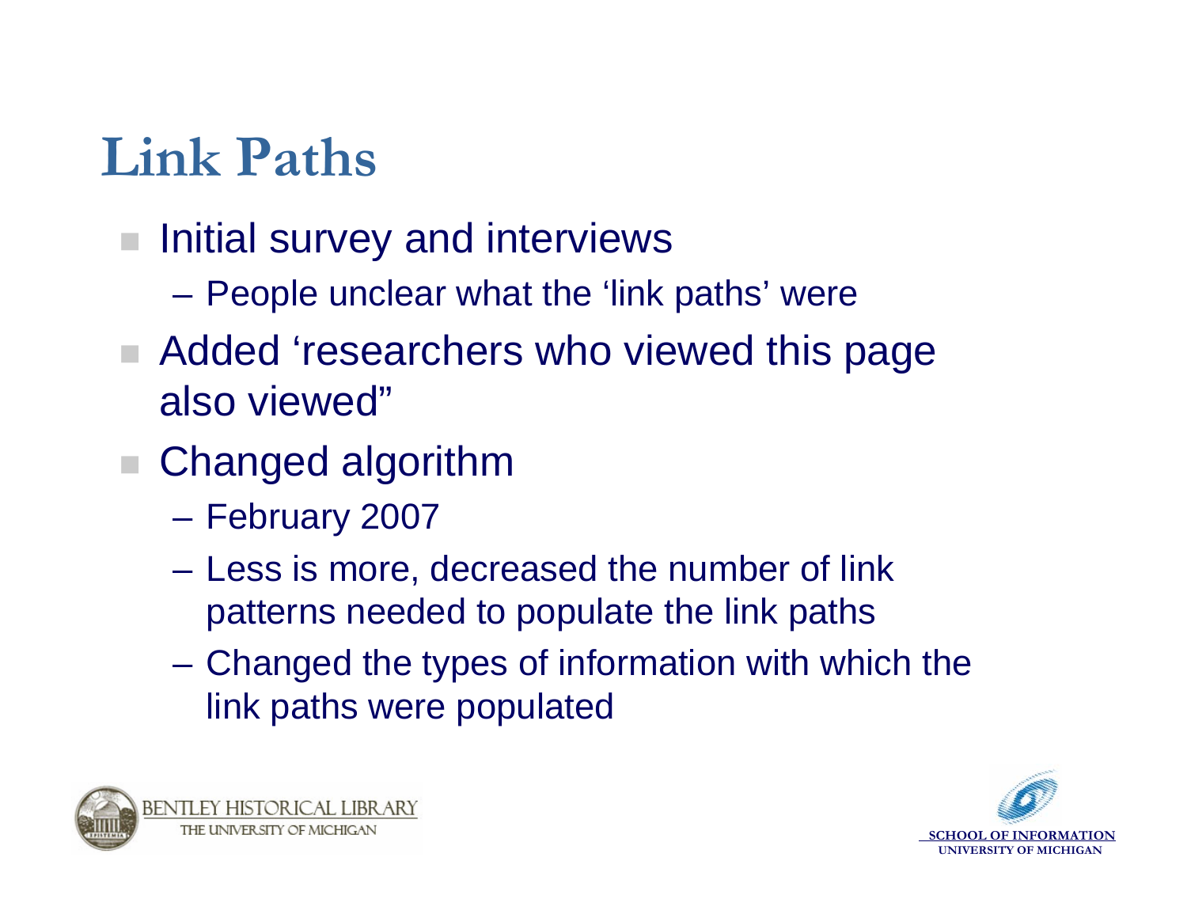# Link Paths

- Initial survey and interviews
  - People unclear what the 'link paths' were
- Added 'researchers who viewed this page also viewed"
- Changed algorithm
  - February 2007
  - Less is more, decreased the number of link patterns needed to populate the link paths
  - Changed the types of information with which the link paths were populated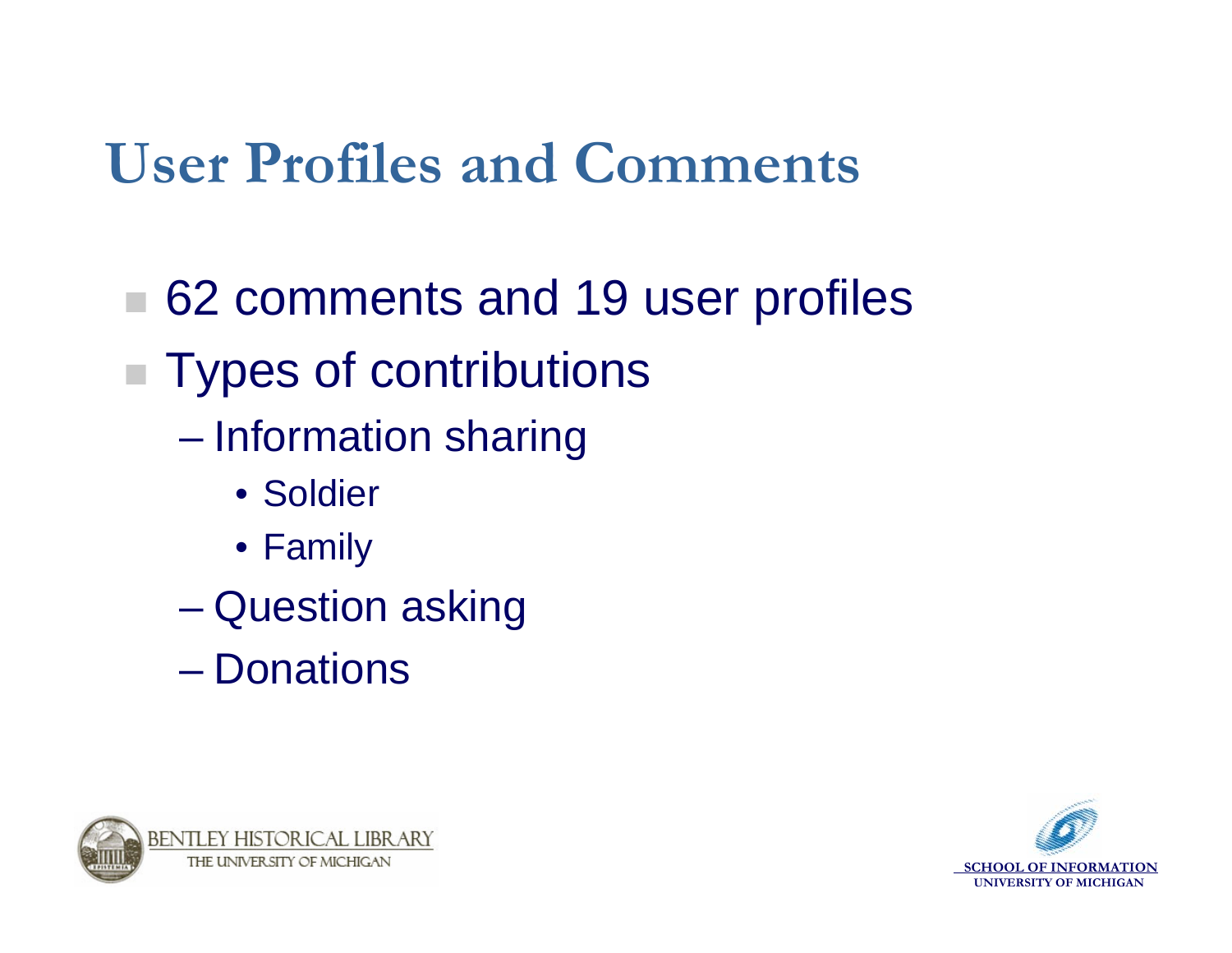# User Profiles and Comments

- 62 comments and 19 user profiles
- Types of contributions
  - Information sharing
    - Soldier
    - Family
  - Question asking
  - Donations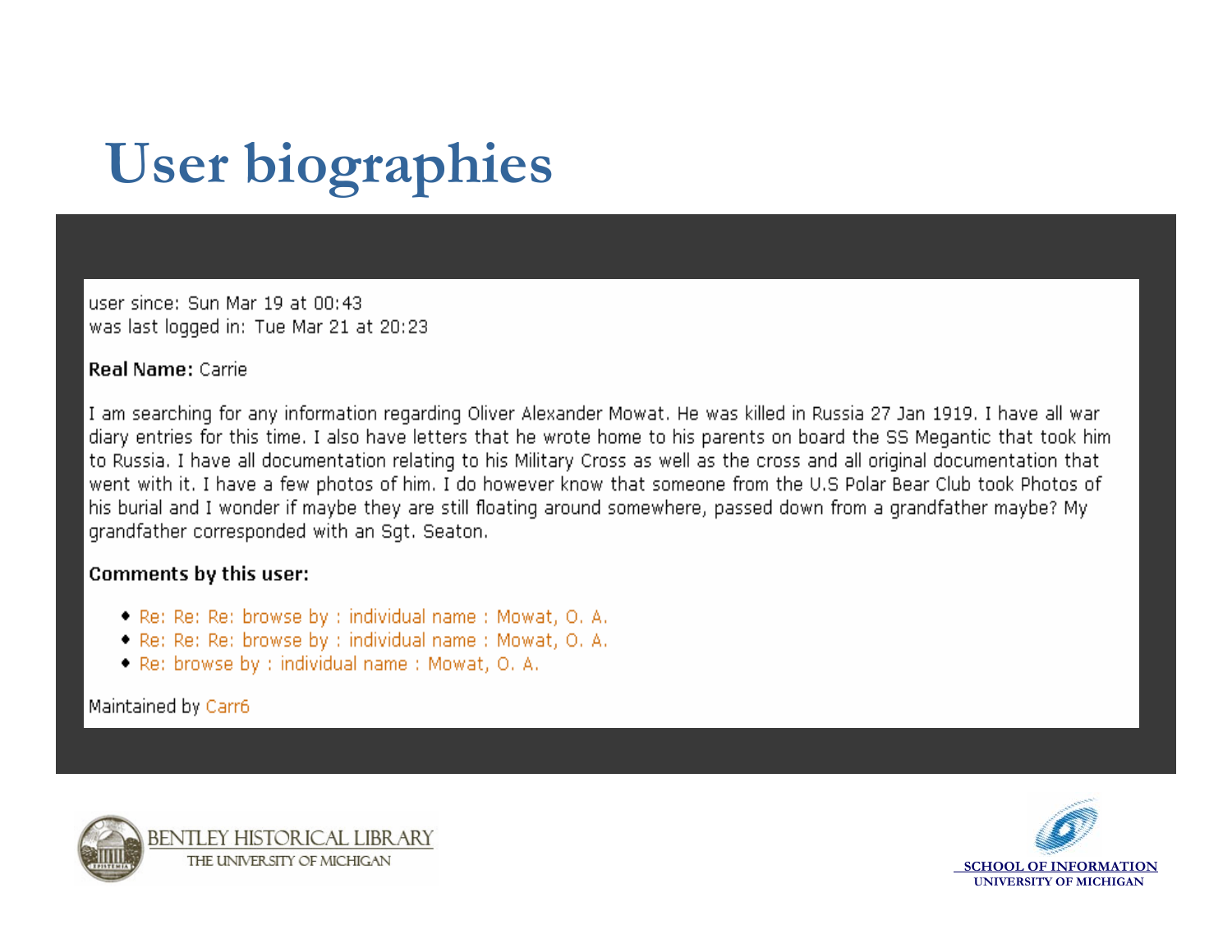# User biographies

user since: Sun Mar 19 at 00:43
was last logged in: Tue Mar 21 at 20:23

**Real Name:** Carrie

I am searching for any information regarding Oliver Alexander Mowat. He was killed in Russia 27 Jan 1919. I have all war diary entries for this time. I also have letters that he wrote home to his parents on board the SS Megantic that took him to Russia. I have all documentation relating to his Military Cross as well as the cross and all original documentation that went with it. I have a few photos of him. I do however know that someone from the U.S Polar Bear Club took Photos of his burial and I wonder if maybe they are still floating around somewhere, passed down from a grandfather maybe? My grandfather corresponded with an Sgt. Seaton.

**Comments by this user:**

- Re: Re: Re: browse by : individual name : Mowat, O. A.
- Re: Re: Re: browse by : individual name : Mowat, O. A.
- Re: browse by : individual name : Mowat, O. A.

Maintained by Carr6

BENTLEY HISTORICAL LIBRARY
THE UNIVERSITY OF MICHIGAN

SCHOOL OF INFORMATION
UNIVERSITY OF MICHIGAN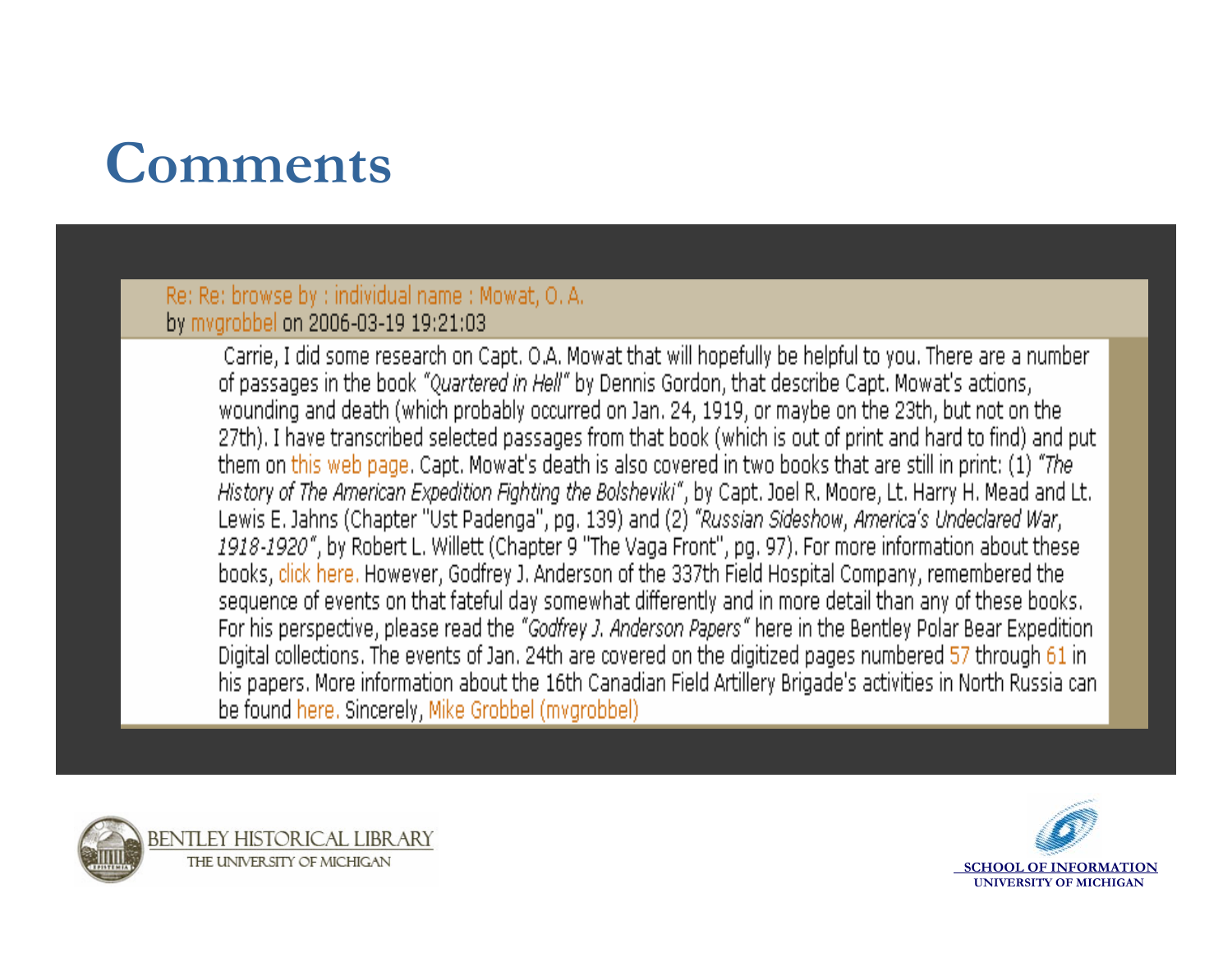# Comments

Re: Re: browse by : individual name : Mowat, O. A.
by mvgrobbel on 2006-03-19 19:21:03

Carrie, I did some research on Capt. O.A. Mowat that will hopefully be helpful to you. There are a number of passages in the book *"Quartered in Hell"* by Dennis Gordon, that describe Capt. Mowat's actions, wounding and death (which probably occurred on Jan. 24, 1919, or maybe on the 23th, but not on the 27th). I have transcribed selected passages from that book (which is out of print and hard to find) and put them on this web page. Capt. Mowat's death is also covered in two books that are still in print: (1) *"The History of The American Expedition Fighting the Bolsheviki"*, by Capt. Joel R. Moore, Lt. Harry H. Mead and Lt. Lewis E. Jahns (Chapter "Ust Padenga", pg. 139) and (2) *"Russian Sideshow, America's Undeclared War, 1918-1920"*, by Robert L. Willett (Chapter 9 "The Vaga Front", pg. 97). For more information about these books, click here. However, Godfrey J. Anderson of the 337th Field Hospital Company, remembered the sequence of events on that fateful day somewhat differently and in more detail than any of these books. For his perspective, please read the *"Godfrey J. Anderson Papers"* here in the Bentley Polar Bear Expedition Digital collections. The events of Jan. 24th are covered on the digitized pages numbered 57 through 61 in his papers. More information about the 16th Canadian Field Artillery Brigade's activities in North Russia can be found here. Sincerely, Mike Grobbel (mvgrobbel)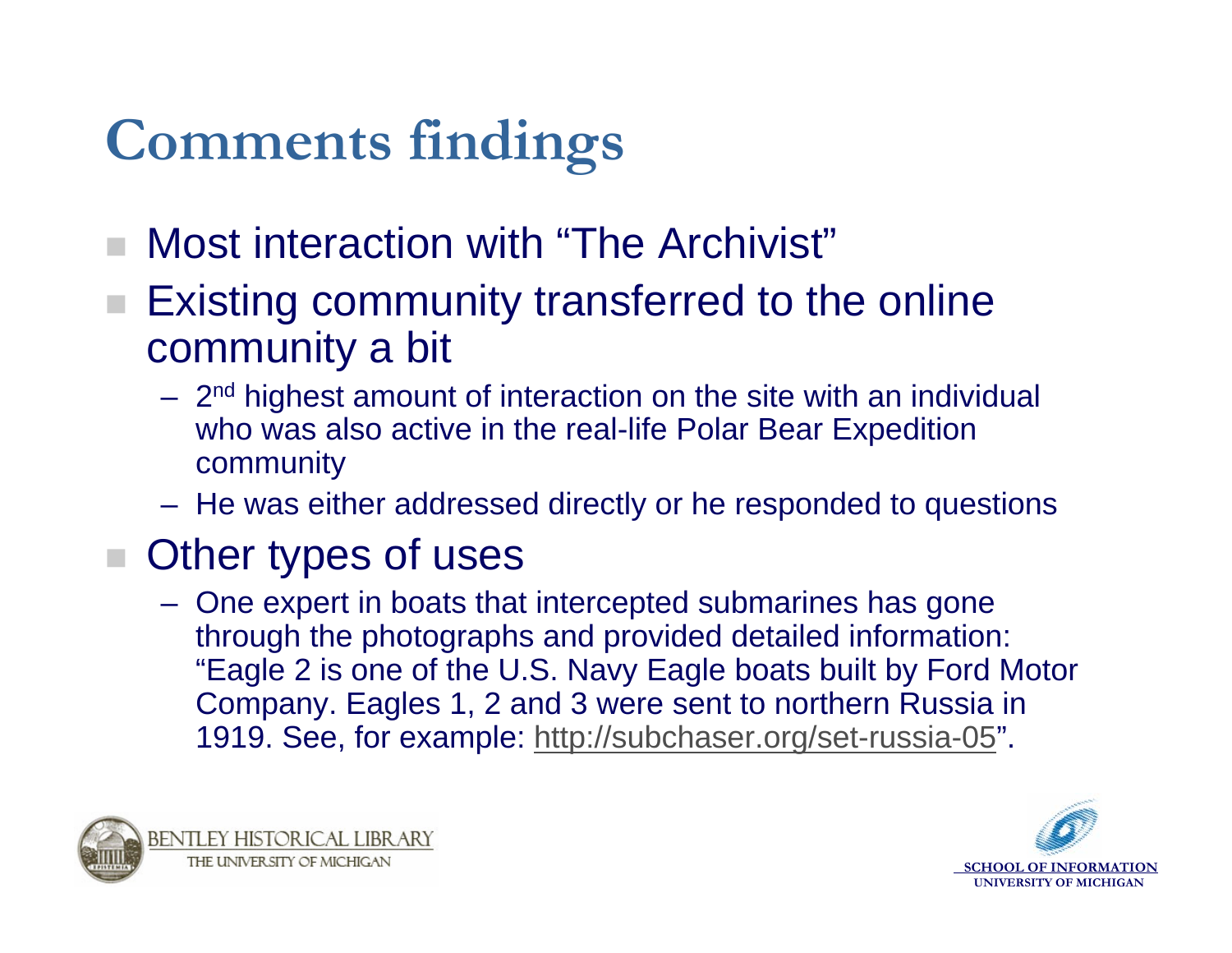# Comments findings

- Most interaction with "The Archivist"
- Existing community transferred to the online community a bit
  - 2nd highest amount of interaction on the site with an individual who was also active in the real-life Polar Bear Expedition community
  - He was either addressed directly or he responded to questions
- Other types of uses
  - One expert in boats that intercepted submarines has gone through the photographs and provided detailed information: "Eagle 2 is one of the U.S. Navy Eagle boats built by Ford Motor Company. Eagles 1, 2 and 3 were sent to northern Russia in 1919. See, for example: http://subchaser.org/set-russia-05".

BENTLEY HISTORICAL LIBRARY
THE UNIVERSITY OF MICHIGAN

SCHOOL OF INFORMATION
UNIVERSITY OF MICHIGAN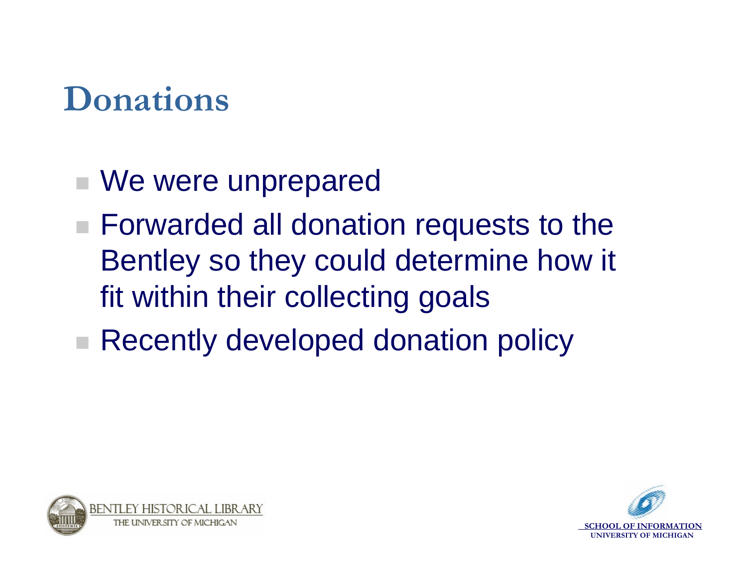# Donations

- We were unprepared
- Forwarded all donation requests to the Bentley so they could determine how it fit within their collecting goals
- Recently developed donation policy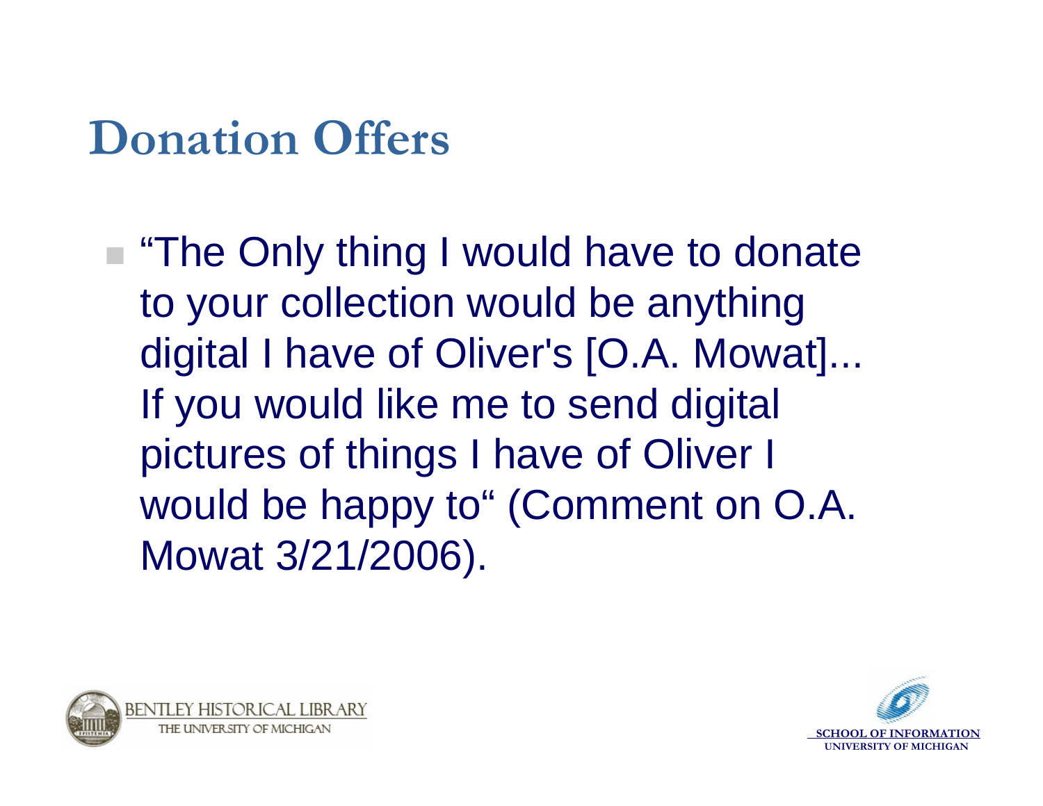# Donation Offers

- "The Only thing I would have to donate to your collection would be anything digital I have of Oliver's [O.A. Mowat]... If you would like me to send digital pictures of things I have of Oliver I would be happy to" (Comment on O.A. Mowat 3/21/2006).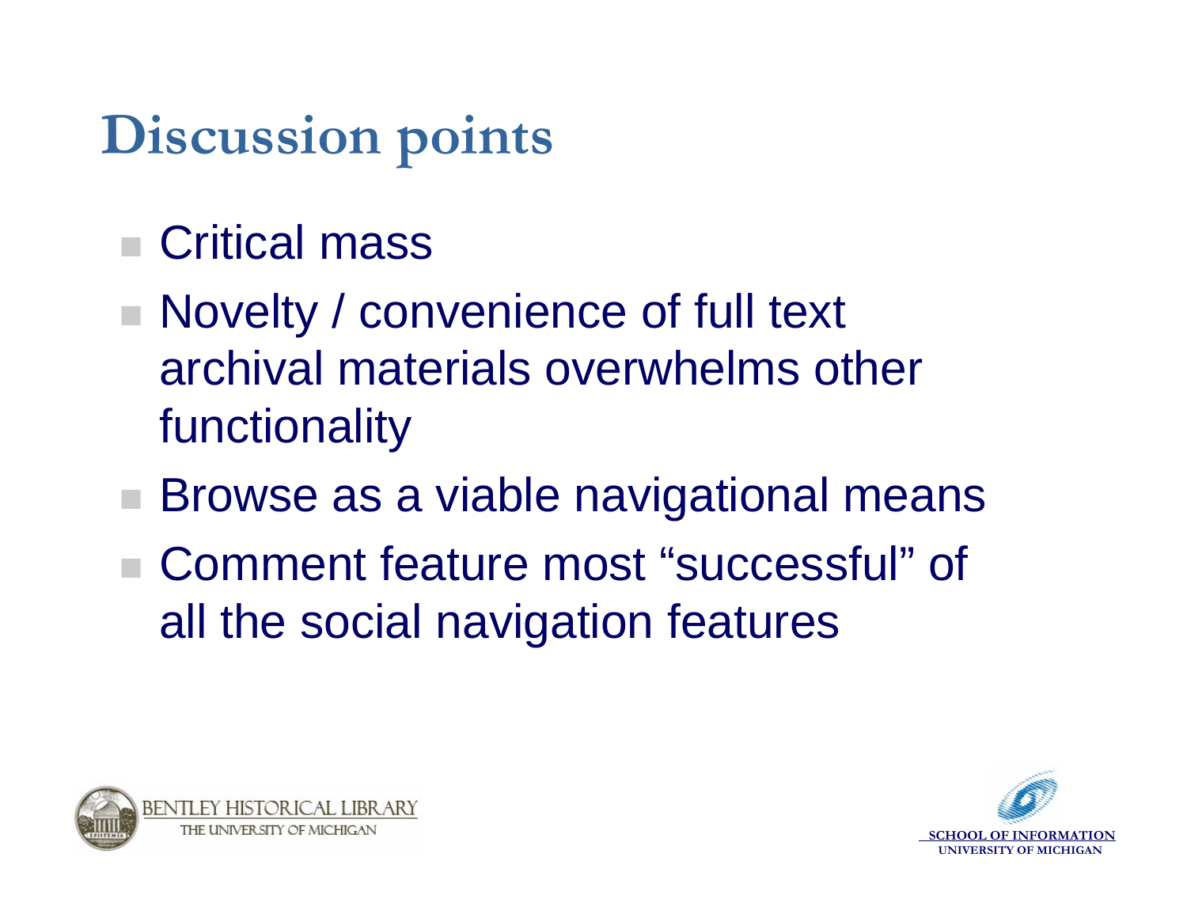# Discussion points

- Critical mass
- Novelty / convenience of full text archival materials overwhelms other functionality
- Browse as a viable navigational means
- Comment feature most “successful” of all the social navigation features

BENTLEY HISTORICAL LIBRARY
THE UNIVERSITY OF MICHIGAN

SCHOOL OF INFORMATION
UNIVERSITY OF MICHIGAN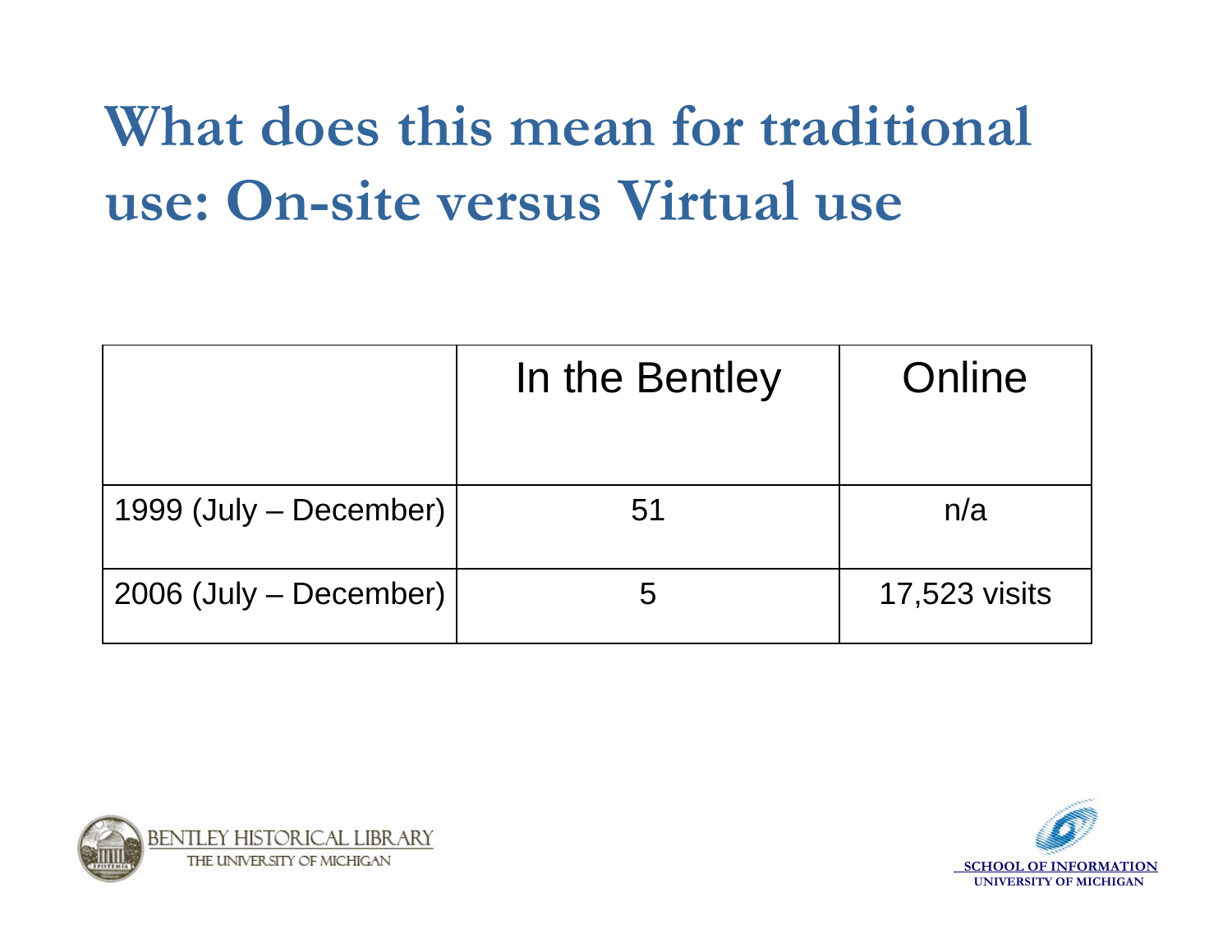# What does this mean for traditional use: On-site versus Virtual use

| | In the Bentley | Online |
|---|---|---|
| 1999 (July – December) | 51 | n/a |
| 2006 (July – December) | 5 | 17,523 visits |

BENTLEY HISTORICAL LIBRARY
THE UNIVERSITY OF MICHIGAN

SCHOOL OF INFORMATION
UNIVERSITY OF MICHIGAN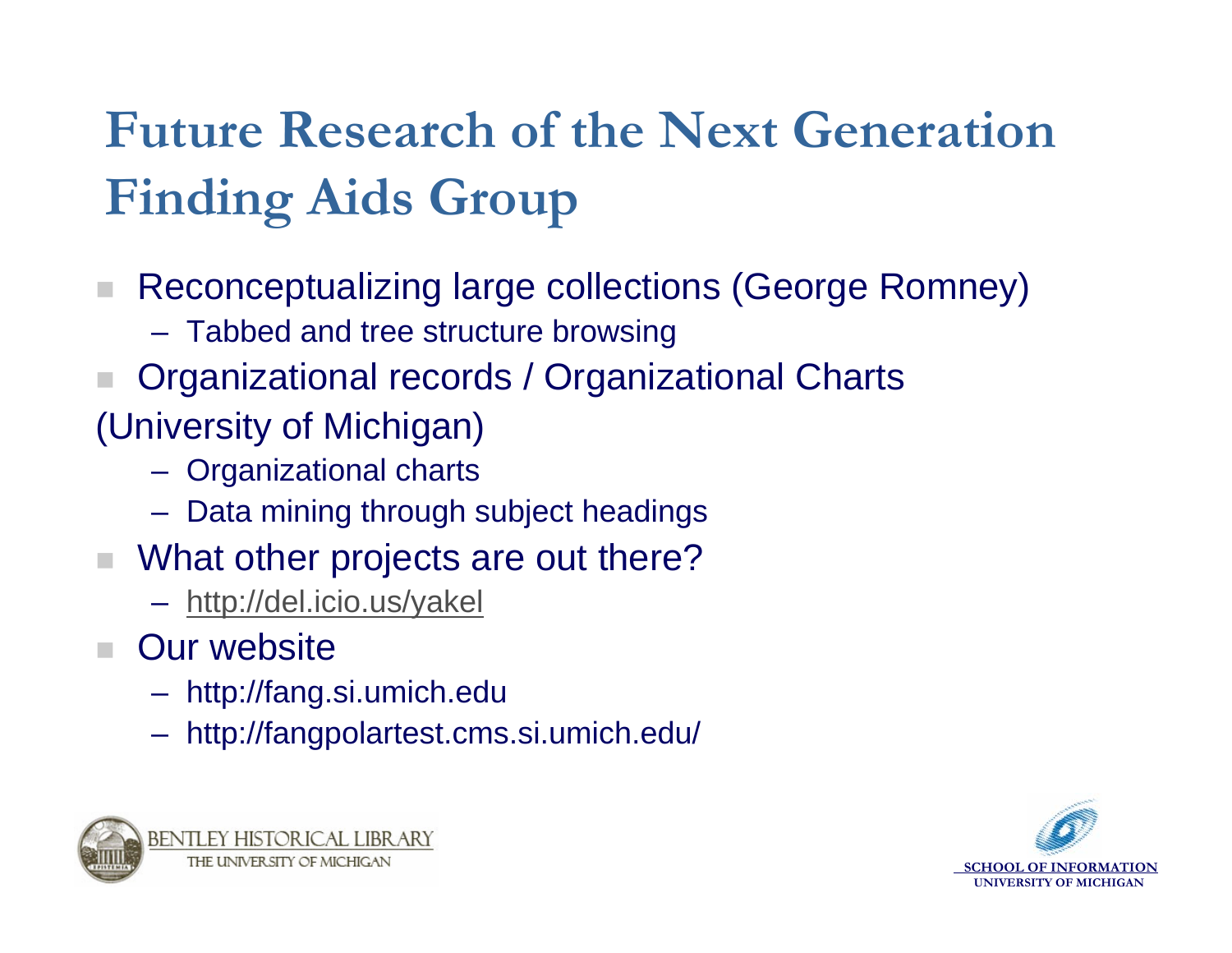# Future Research of the Next Generation Finding Aids Group

- Reconceptualizing large collections (George Romney)
  - Tabbed and tree structure browsing
- Organizational records / Organizational Charts (University of Michigan)
  - Organizational charts
  - Data mining through subject headings
- What other projects are out there?
  - http://del.icio.us/yakel
- Our website
  - http://fang.si.umich.edu
  - http://fangpolartest.cms.si.umich.edu/

BENTLEY HISTORICAL LIBRARY
THE UNIVERSITY OF MICHIGAN

SCHOOL OF INFORMATION
UNIVERSITY OF MICHIGAN